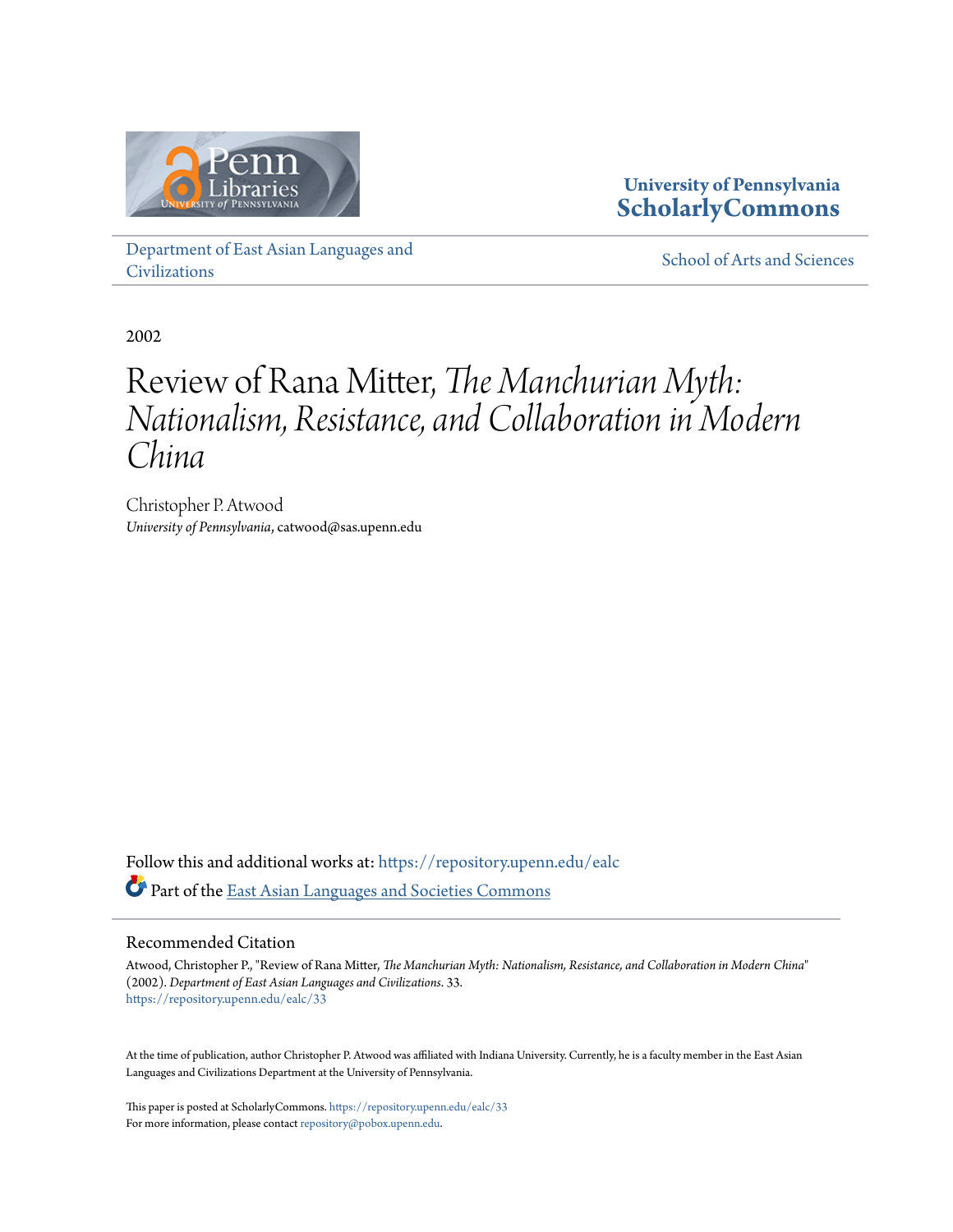University of Pennsylvania
**ScholarlyCommons**

Department of East Asian Languages and Civilizations

School of Arts and Sciences

2002

# Review of Rana Mitter, *The Manchurian Myth: Nationalism, Resistance, and Collaboration in Modern China*

Christopher P. Atwood
*University of Pennsylvania*, catwood@sas.upenn.edu

Follow this and additional works at: https://repository.upenn.edu/ealc

Part of the East Asian Languages and Societies Commons

## Recommended Citation

Atwood, Christopher P., "Review of Rana Mitter, *The Manchurian Myth: Nationalism, Resistance, and Collaboration in Modern China*" (2002). *Department of East Asian Languages and Civilizations*. 33.
https://repository.upenn.edu/ealc/33

At the time of publication, author Christopher P. Atwood was affiliated with Indiana University. Currently, he is a faculty member in the East Asian Languages and Civilizations Department at the University of Pennsylvania.

This paper is posted at ScholarlyCommons. https://repository.upenn.edu/ealc/33
For more information, please contact repository@pobox.upenn.edu.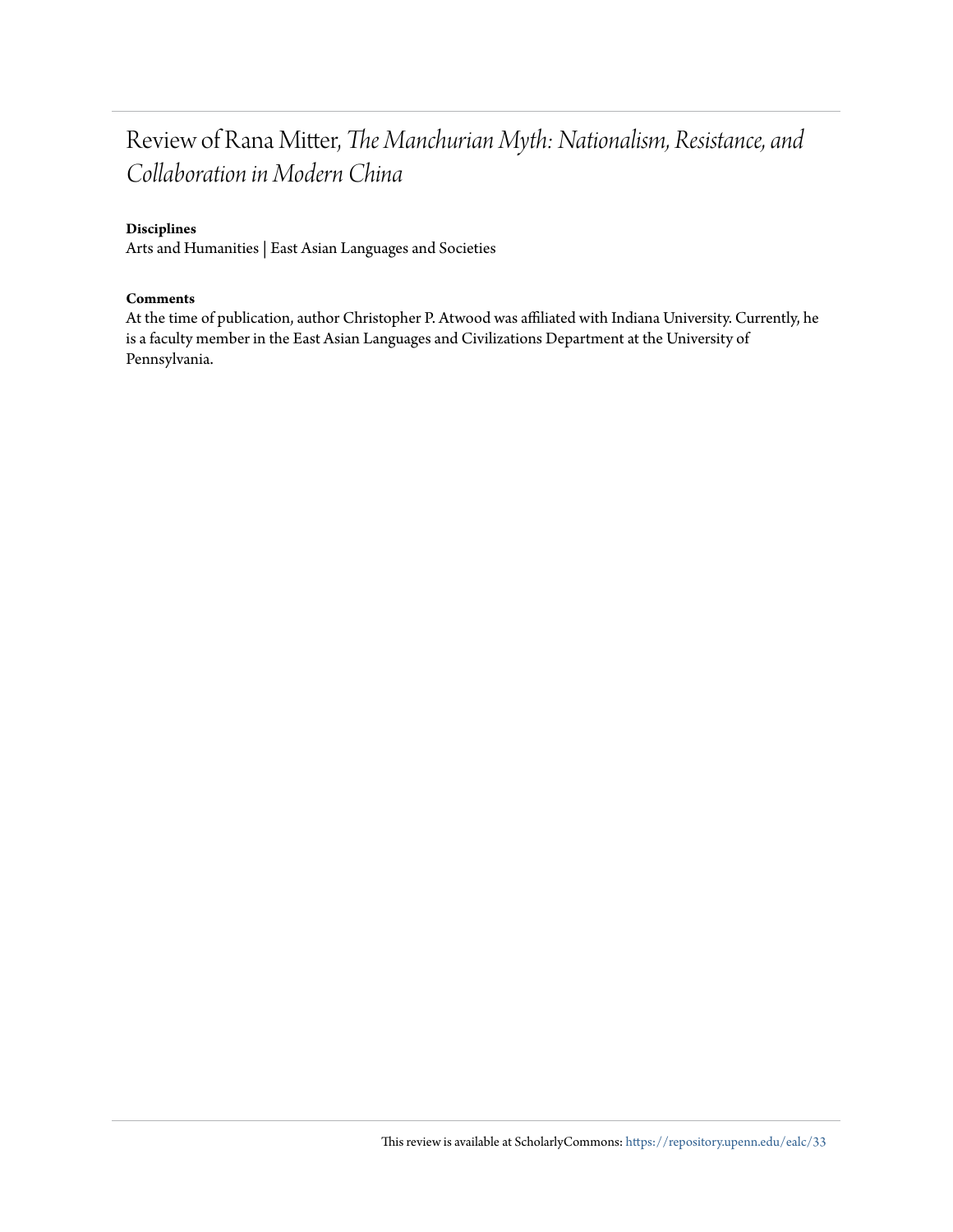# Review of Rana Mitter, *The Manchurian Myth: Nationalism, Resistance, and Collaboration in Modern China*

**Disciplines**

Arts and Humanities | East Asian Languages and Societies

**Comments**

At the time of publication, author Christopher P. Atwood was affiliated with Indiana University. Currently, he is a faculty member in the East Asian Languages and Civilizations Department at the University of Pennsylvania.

This review is available at ScholarlyCommons: https://repository.upenn.edu/ealc/33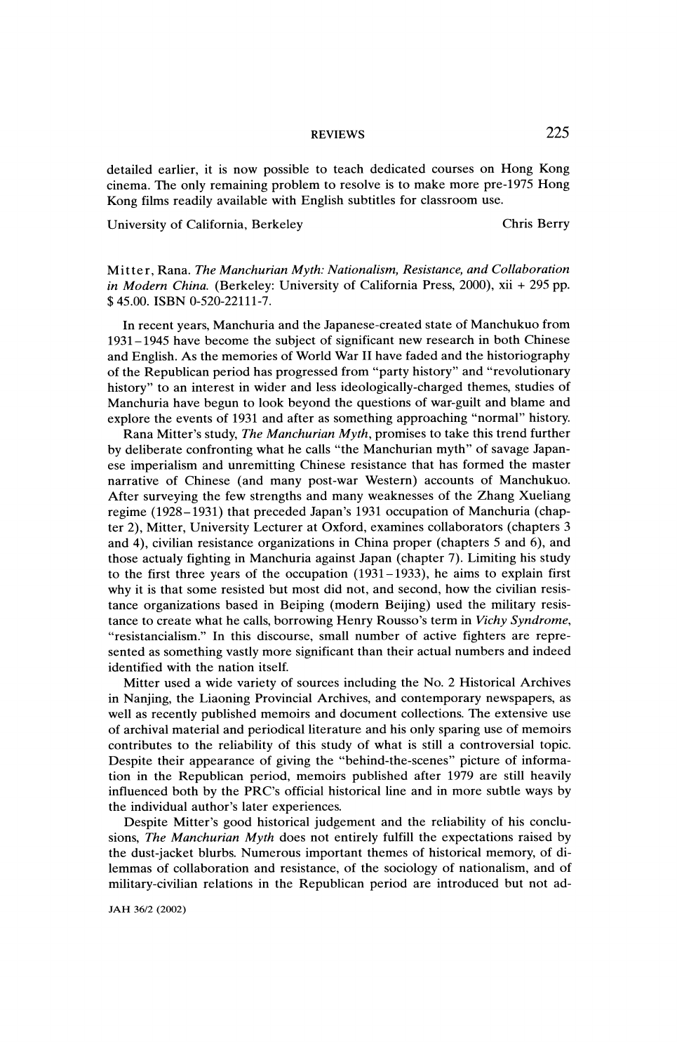detailed earlier, it is now possible to teach dedicated courses on Hong Kong cinema. The only remaining problem to resolve is to make more pre-1975 Hong Kong films readily available with English subtitles for classroom use.

University of California, Berkeley — Chris Berry

Mitter, Rana. *The Manchurian Myth: Nationalism, Resistance, and Collaboration in Modern China.* (Berkeley: University of California Press, 2000), xii + 295 pp. $ 45.00. ISBN 0-520-22111-7.

In recent years, Manchuria and the Japanese-created state of Manchukuo from 1931–1945 have become the subject of significant new research in both Chinese and English. As the memories of World War II have faded and the historiography of the Republican period has progressed from "party history" and "revolutionary history" to an interest in wider and less ideologically-charged themes, studies of Manchuria have begun to look beyond the questions of war-guilt and blame and explore the events of 1931 and after as something approaching "normal" history.

Rana Mitter's study, *The Manchurian Myth*, promises to take this trend further by deliberate confronting what he calls "the Manchurian myth" of savage Japanese imperialism and unremitting Chinese resistance that has formed the master narrative of Chinese (and many post-war Western) accounts of Manchukuo. After surveying the few strengths and many weaknesses of the Zhang Xueliang regime (1928–1931) that preceded Japan's 1931 occupation of Manchuria (chapter 2), Mitter, University Lecturer at Oxford, examines collaborators (chapters 3 and 4), civilian resistance organizations in China proper (chapters 5 and 6), and those actualy fighting in Manchuria against Japan (chapter 7). Limiting his study to the first three years of the occupation (1931–1933), he aims to explain first why it is that some resisted but most did not, and second, how the civilian resistance organizations based in Beiping (modern Beijing) used the military resistance to create what he calls, borrowing Henry Rousso's term in *Vichy Syndrome*, "resistancialism." In this discourse, small number of active fighters are represented as something vastly more significant than their actual numbers and indeed identified with the nation itself.

Mitter used a wide variety of sources including the No. 2 Historical Archives in Nanjing, the Liaoning Provincial Archives, and contemporary newspapers, as well as recently published memoirs and document collections. The extensive use of archival material and periodical literature and his only sparing use of memoirs contributes to the reliability of this study of what is still a controversial topic. Despite their appearance of giving the "behind-the-scenes" picture of information in the Republican period, memoirs published after 1979 are still heavily influenced both by the PRC's official historical line and in more subtle ways by the individual author's later experiences.

Despite Mitter's good historical judgement and the reliability of his conclusions, *The Manchurian Myth* does not entirely fulfill the expectations raised by the dust-jacket blurbs. Numerous important themes of historical memory, of dilemmas of collaboration and resistance, of the sociology of nationalism, and of military-civilian relations in the Republican period are introduced but not ad-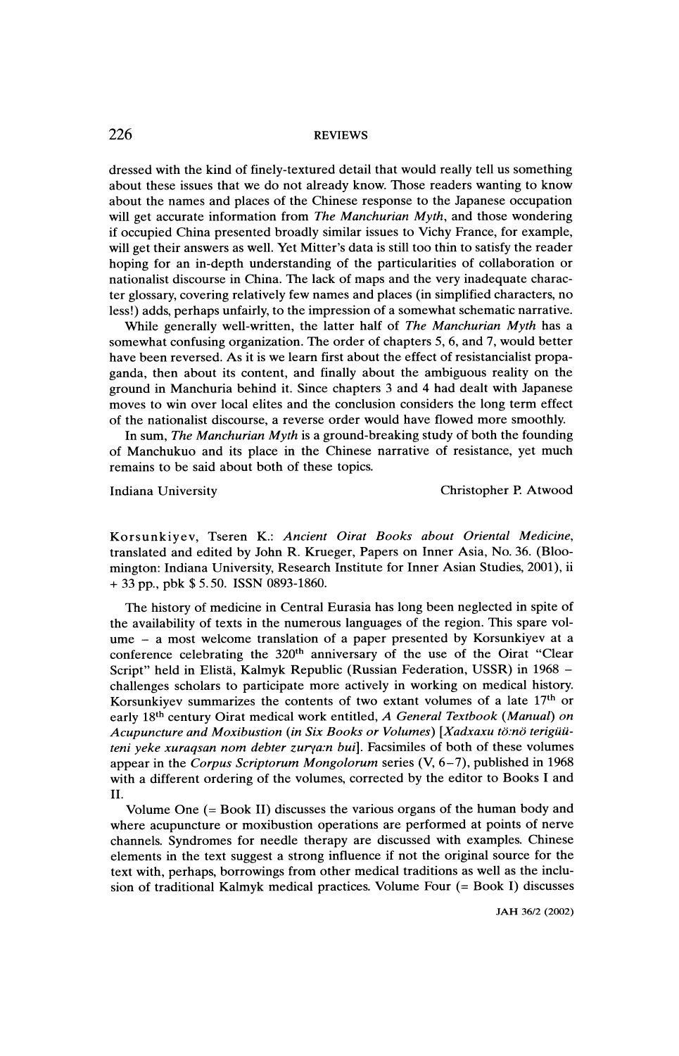dressed with the kind of finely-textured detail that would really tell us something about these issues that we do not already know. Those readers wanting to know about the names and places of the Chinese response to the Japanese occupation will get accurate information from *The Manchurian Myth*, and those wondering if occupied China presented broadly similar issues to Vichy France, for example, will get their answers as well. Yet Mitter's data is still too thin to satisfy the reader hoping for an in-depth understanding of the particularities of collaboration or nationalist discourse in China. The lack of maps and the very inadequate character glossary, covering relatively few names and places (in simplified characters, no less!) adds, perhaps unfairly, to the impression of a somewhat schematic narrative.

While generally well-written, the latter half of *The Manchurian Myth* has a somewhat confusing organization. The order of chapters 5, 6, and 7, would better have been reversed. As it is we learn first about the effect of resistancialist propaganda, then about its content, and finally about the ambiguous reality on the ground in Manchuria behind it. Since chapters 3 and 4 had dealt with Japanese moves to win over local elites and the conclusion considers the long term effect of the nationalist discourse, a reverse order would have flowed more smoothly.

In sum, *The Manchurian Myth* is a ground-breaking study of both the founding of Manchukuo and its place in the Chinese narrative of resistance, yet much remains to be said about both of these topics.

Indiana University — Christopher P. Atwood

Korsunkiyev, Tseren K.: *Ancient Oirat Books about Oriental Medicine*, translated and edited by John R. Krueger, Papers on Inner Asia, No. 36. (Bloomington: Indiana University, Research Institute for Inner Asian Studies, 2001), ii + 33 pp., pbk $ 5.50. ISSN 0893-1860.

The history of medicine in Central Eurasia has long been neglected in spite of the availability of texts in the numerous languages of the region. This spare volume – a most welcome translation of a paper presented by Korsunkiyev at a conference celebrating the 320th anniversary of the use of the Oirat "Clear Script" held in Elistä, Kalmyk Republic (Russian Federation, USSR) in 1968 – challenges scholars to participate more actively in working on medical history. Korsunkiyev summarizes the contents of two extant volumes of a late 17th or early 18th century Oirat medical work entitled, *A General Textbook (Manual) on Acupuncture and Moxibustion (in Six Books or Volumes)* [*Xadxaxu tö:nö terigüüteni yeke xuraqsan nom debter zurγa:n bui*]. Facsimiles of both of these volumes appear in the *Corpus Scriptorum Mongolorum* series (V, 6–7), published in 1968 with a different ordering of the volumes, corrected by the editor to Books I and II.

Volume One (= Book II) discusses the various organs of the human body and where acupuncture or moxibustion operations are performed at points of nerve channels. Syndromes for needle therapy are discussed with examples. Chinese elements in the text suggest a strong influence if not the original source for the text with, perhaps, borrowings from other medical traditions as well as the inclusion of traditional Kalmyk medical practices. Volume Four (= Book I) discusses